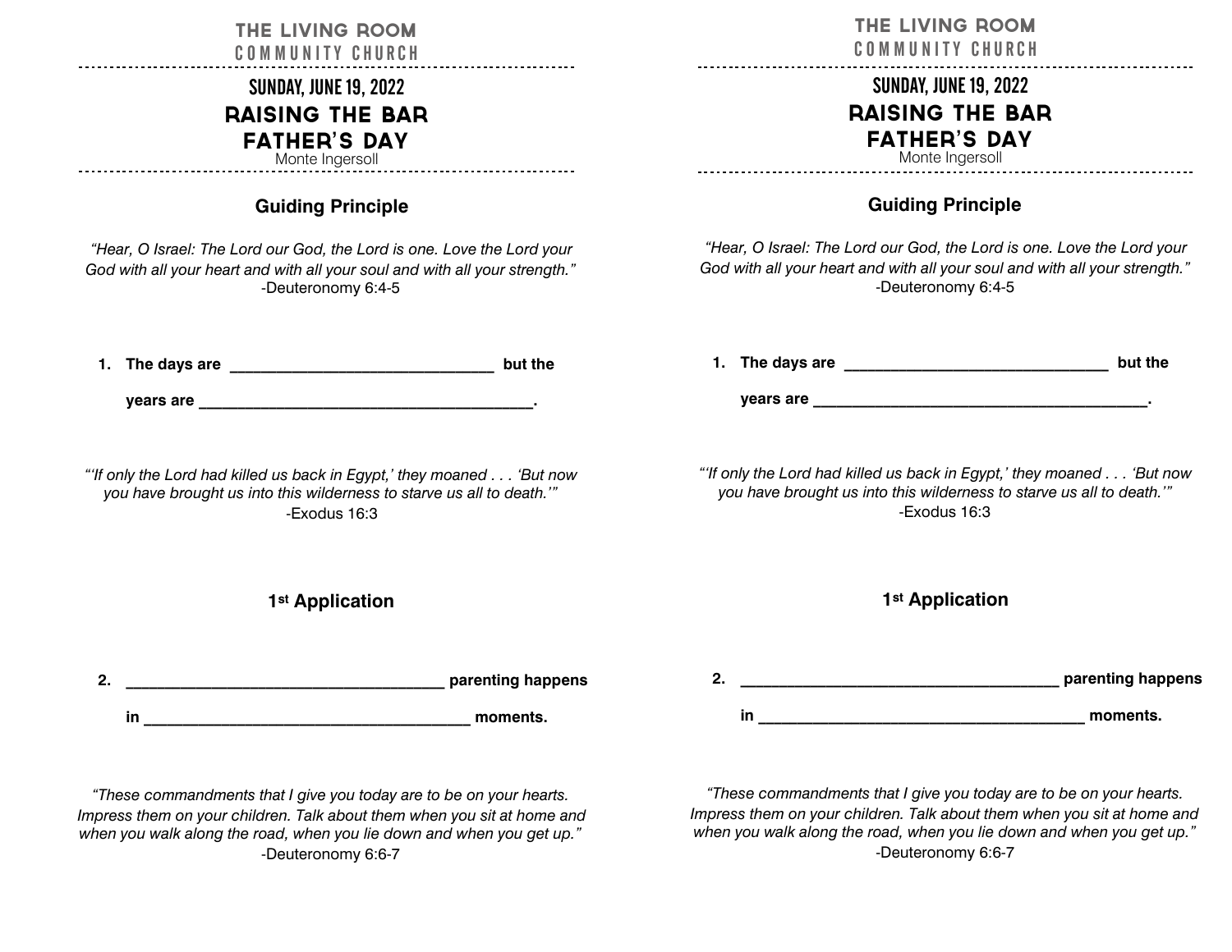THE LIVING ROOM
COMMUNITY CHURCH

## SUNDAY, JUNE 19, 2022

# RAISING THE BAR
# FATHER'S DAY

Monte Ingersoll

### Guiding Principle

*"Hear, O Israel: The Lord our God, the Lord is one. Love the Lord your God with all your heart and with all your soul and with all your strength."*
-Deuteronomy 6:4-5

1. **The days are \_\_\_\_\_\_\_\_\_\_\_\_\_\_\_\_\_\_\_\_\_\_\_\_\_\_\_\_\_\_\_\_ but the years are \_\_\_\_\_\_\_\_\_\_\_\_\_\_\_\_\_\_\_\_\_\_\_\_\_\_\_\_\_\_\_\_\_\_\_\_\_\_\_\_.**

*"'If only the Lord had killed us back in Egypt,' they moaned . . . 'But now you have brought us into this wilderness to starve us all to death.'"*
-Exodus 16:3

### 1st Application

2. **\_\_\_\_\_\_\_\_\_\_\_\_\_\_\_\_\_\_\_\_\_\_\_\_\_\_\_\_\_\_\_\_\_\_\_\_\_\_\_ parenting happens in \_\_\_\_\_\_\_\_\_\_\_\_\_\_\_\_\_\_\_\_\_\_\_\_\_\_\_\_\_\_\_\_\_\_\_\_\_\_\_ moments.**

*"These commandments that I give you today are to be on your hearts. Impress them on your children. Talk about them when you sit at home and when you walk along the road, when you lie down and when you get up."*
-Deuteronomy 6:6-7

---

THE LIVING ROOM
COMMUNITY CHURCH

## SUNDAY, JUNE 19, 2022

# RAISING THE BAR
# FATHER'S DAY

Monte Ingersoll

### Guiding Principle

*"Hear, O Israel: The Lord our God, the Lord is one. Love the Lord your God with all your heart and with all your soul and with all your strength."*
-Deuteronomy 6:4-5

1. **The days are \_\_\_\_\_\_\_\_\_\_\_\_\_\_\_\_\_\_\_\_\_\_\_\_\_\_\_\_\_\_\_\_ but the years are \_\_\_\_\_\_\_\_\_\_\_\_\_\_\_\_\_\_\_\_\_\_\_\_\_\_\_\_\_\_\_\_\_\_\_\_\_\_\_\_.**

*"'If only the Lord had killed us back in Egypt,' they moaned . . . 'But now you have brought us into this wilderness to starve us all to death.'"*
-Exodus 16:3

### 1st Application

2. **\_\_\_\_\_\_\_\_\_\_\_\_\_\_\_\_\_\_\_\_\_\_\_\_\_\_\_\_\_\_\_\_\_\_\_\_\_\_\_ parenting happens in \_\_\_\_\_\_\_\_\_\_\_\_\_\_\_\_\_\_\_\_\_\_\_\_\_\_\_\_\_\_\_\_\_\_\_\_\_\_\_ moments.**

*"These commandments that I give you today are to be on your hearts. Impress them on your children. Talk about them when you sit at home and when you walk along the road, when you lie down and when you get up."*
-Deuteronomy 6:6-7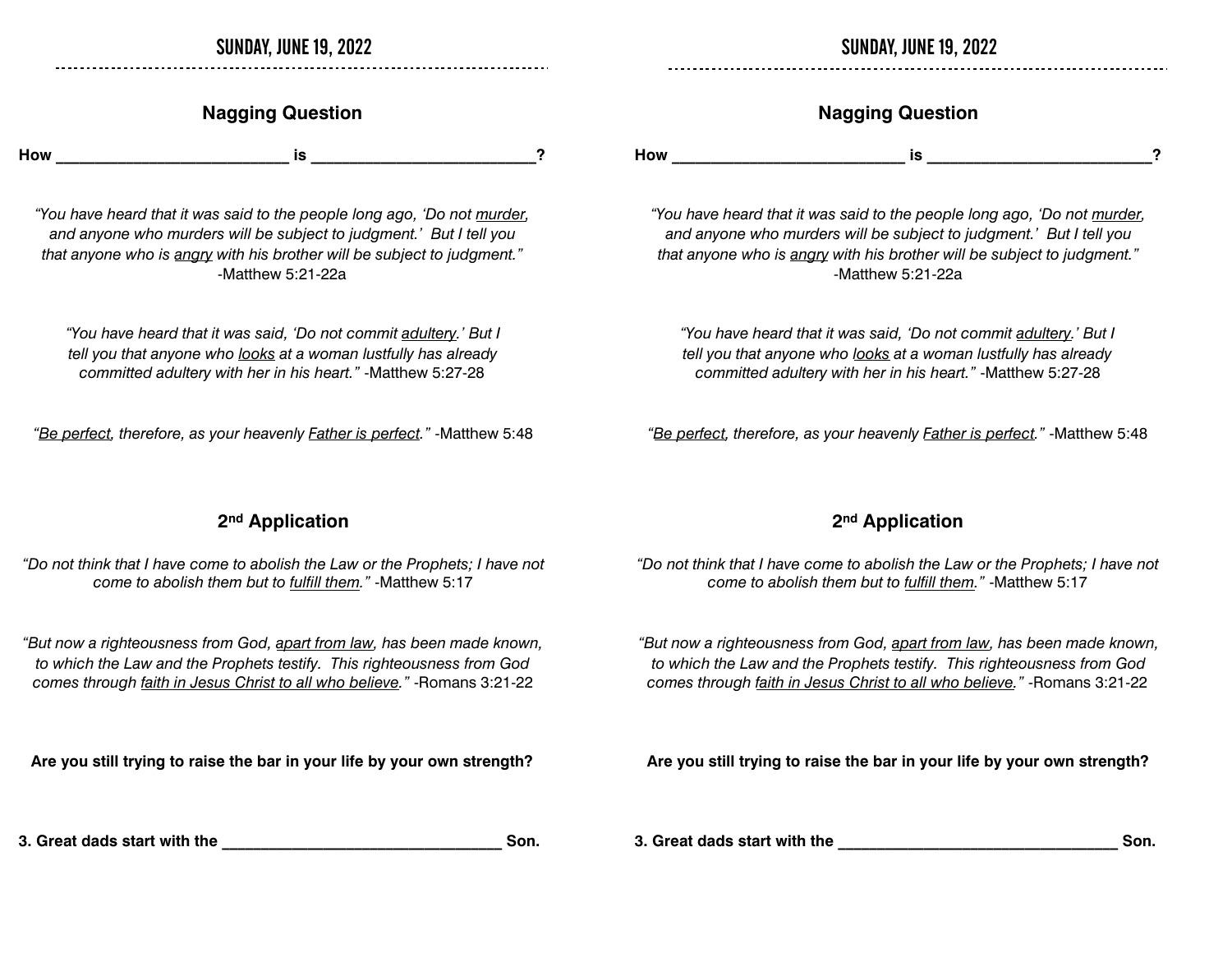## SUNDAY, JUNE 19, 2022

### Nagging Question

**How __________________________ is __________________________?**

*"You have heard that it was said to the people long ago, 'Do not murder, and anyone who murders will be subject to judgment.' But I tell you that anyone who is angry with his brother will be subject to judgment."* -Matthew 5:21-22a

*"You have heard that it was said, 'Do not commit adultery.' But I tell you that anyone who looks at a woman lustfully has already committed adultery with her in his heart."* -Matthew 5:27-28

*"Be perfect, therefore, as your heavenly Father is perfect."* -Matthew 5:48

### 2nd Application

*"Do not think that I have come to abolish the Law or the Prophets; I have not come to abolish them but to fulfill them."* -Matthew 5:17

*"But now a righteousness from God, apart from law, has been made known, to which the Law and the Prophets testify. This righteousness from God comes through faith in Jesus Christ to all who believe."* -Romans 3:21-22

**Are you still trying to raise the bar in your life by your own strength?**

**3. Great dads start with the ________________________________ Son.**

## SUNDAY, JUNE 19, 2022

### Nagging Question

**How __________________________ is __________________________?**

*"You have heard that it was said to the people long ago, 'Do not murder, and anyone who murders will be subject to judgment.' But I tell you that anyone who is angry with his brother will be subject to judgment."* -Matthew 5:21-22a

*"You have heard that it was said, 'Do not commit adultery.' But I tell you that anyone who looks at a woman lustfully has already committed adultery with her in his heart."* -Matthew 5:27-28

*"Be perfect, therefore, as your heavenly Father is perfect."* -Matthew 5:48

### 2nd Application

*"Do not think that I have come to abolish the Law or the Prophets; I have not come to abolish them but to fulfill them."* -Matthew 5:17

*"But now a righteousness from God, apart from law, has been made known, to which the Law and the Prophets testify. This righteousness from God comes through faith in Jesus Christ to all who believe."* -Romans 3:21-22

**Are you still trying to raise the bar in your life by your own strength?**

**3. Great dads start with the ________________________________ Son.**